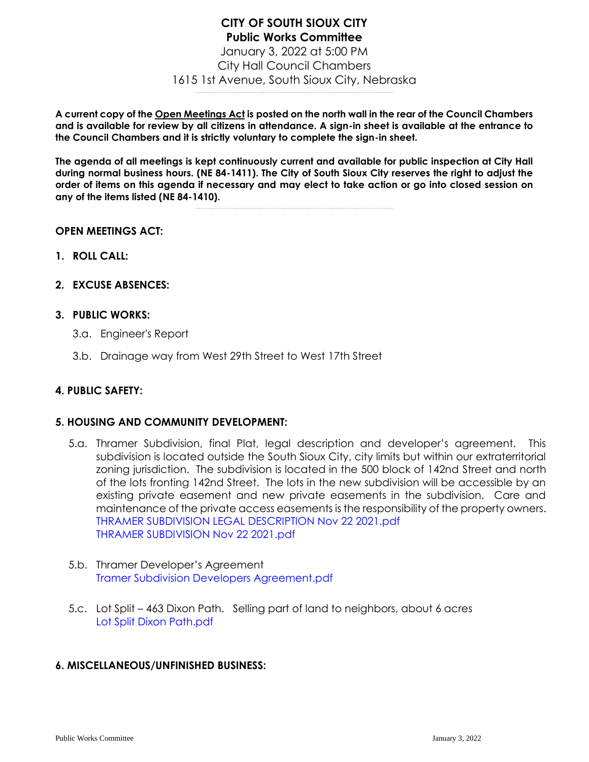# CITY OF SOUTH SIOUX CITY
## Public Works Committee

January 3, 2022 at 5:00 PM
City Hall Council Chambers
1615 1st Avenue, South Sioux City, Nebraska

---

**A current copy of the Open Meetings Act is posted on the north wall in the rear of the Council Chambers and is available for review by all citizens in attendance. A sign-in sheet is available at the entrance to the Council Chambers and it is strictly voluntary to complete the sign-in sheet.**

**The agenda of all meetings is kept continuously current and available for public inspection at City Hall during normal business hours. (NE 84-1411). The City of South Sioux City reserves the right to adjust the order of items on this agenda if necessary and may elect to take action or go into closed session on any of the items listed (NE 84-1410).**

---

**OPEN MEETINGS ACT:**

**1. ROLL CALL:**

**2. EXCUSE ABSENCES:**

**3. PUBLIC WORKS:**

3.a. Engineer's Report

3.b. Drainage way from West 29th Street to West 17th Street

**4. PUBLIC SAFETY:**

**5. HOUSING AND COMMUNITY DEVELOPMENT:**

5.a. Thramer Subdivision, final Plat, legal description and developer's agreement. This subdivision is located outside the South Sioux City, city limits but within our extraterritorial zoning jurisdiction. The subdivision is located in the 500 block of 142nd Street and north of the lots fronting 142nd Street. The lots in the new subdivision will be accessible by an existing private easement and new private easements in the subdivision. Care and maintenance of the private access easements is the responsibility of the property owners.
THRAMER SUBDIVISION LEGAL DESCRIPTION Nov 22 2021.pdf
THRAMER SUBDIVISION Nov 22 2021.pdf

5.b. Thramer Developer's Agreement
Tramer Subdivision Developers Agreement.pdf

5.c. Lot Split – 463 Dixon Path. Selling part of land to neighbors, about 6 acres
Lot Split Dixon Path.pdf

**6. MISCELLANEOUS/UNFINISHED BUSINESS:**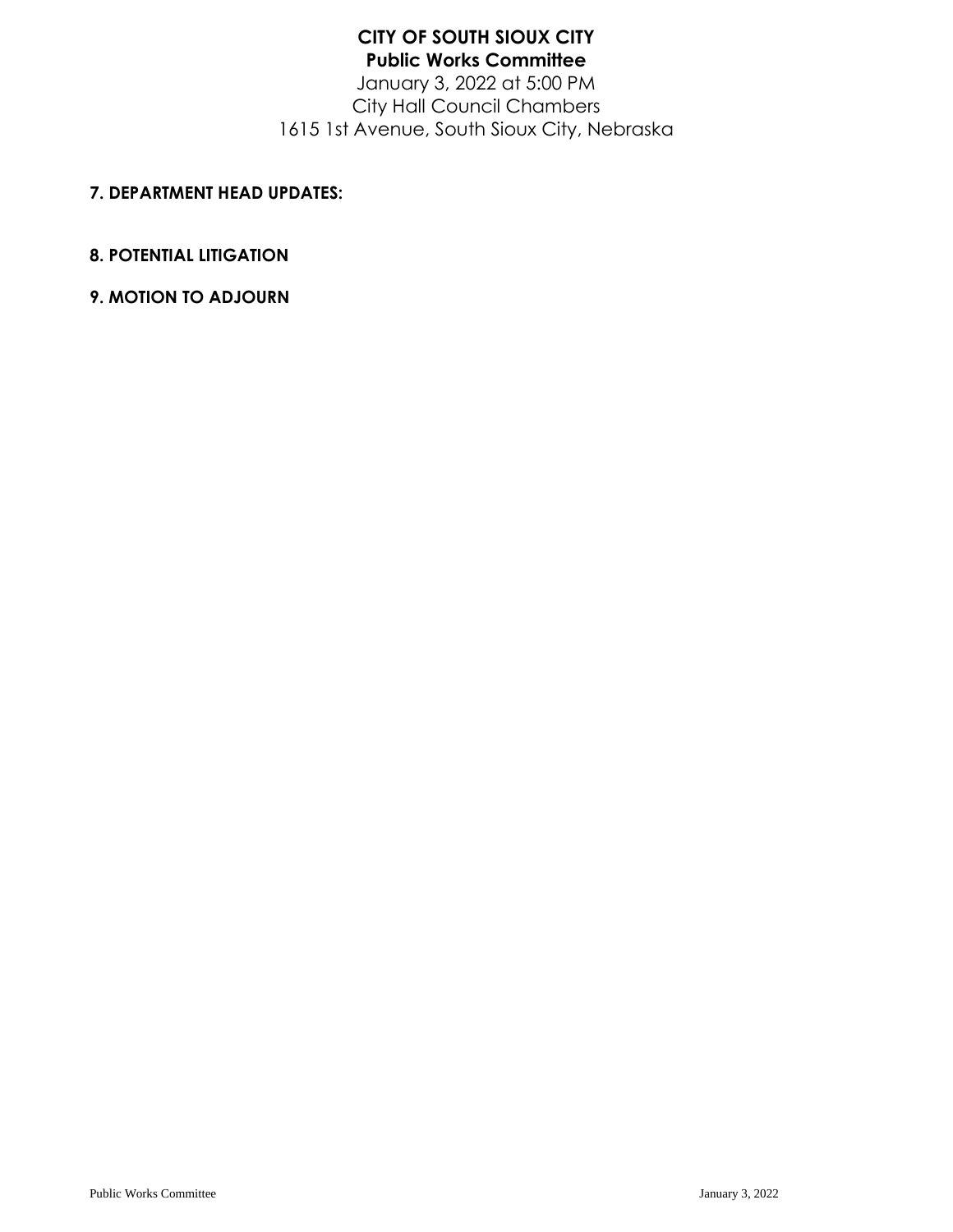**CITY OF SOUTH SIOUX CITY**
**Public Works Committee**
January 3, 2022 at 5:00 PM
City Hall Council Chambers
1615 1st Avenue, South Sioux City, Nebraska

**7. DEPARTMENT HEAD UPDATES:**

**8. POTENTIAL LITIGATION**

**9. MOTION TO ADJOURN**